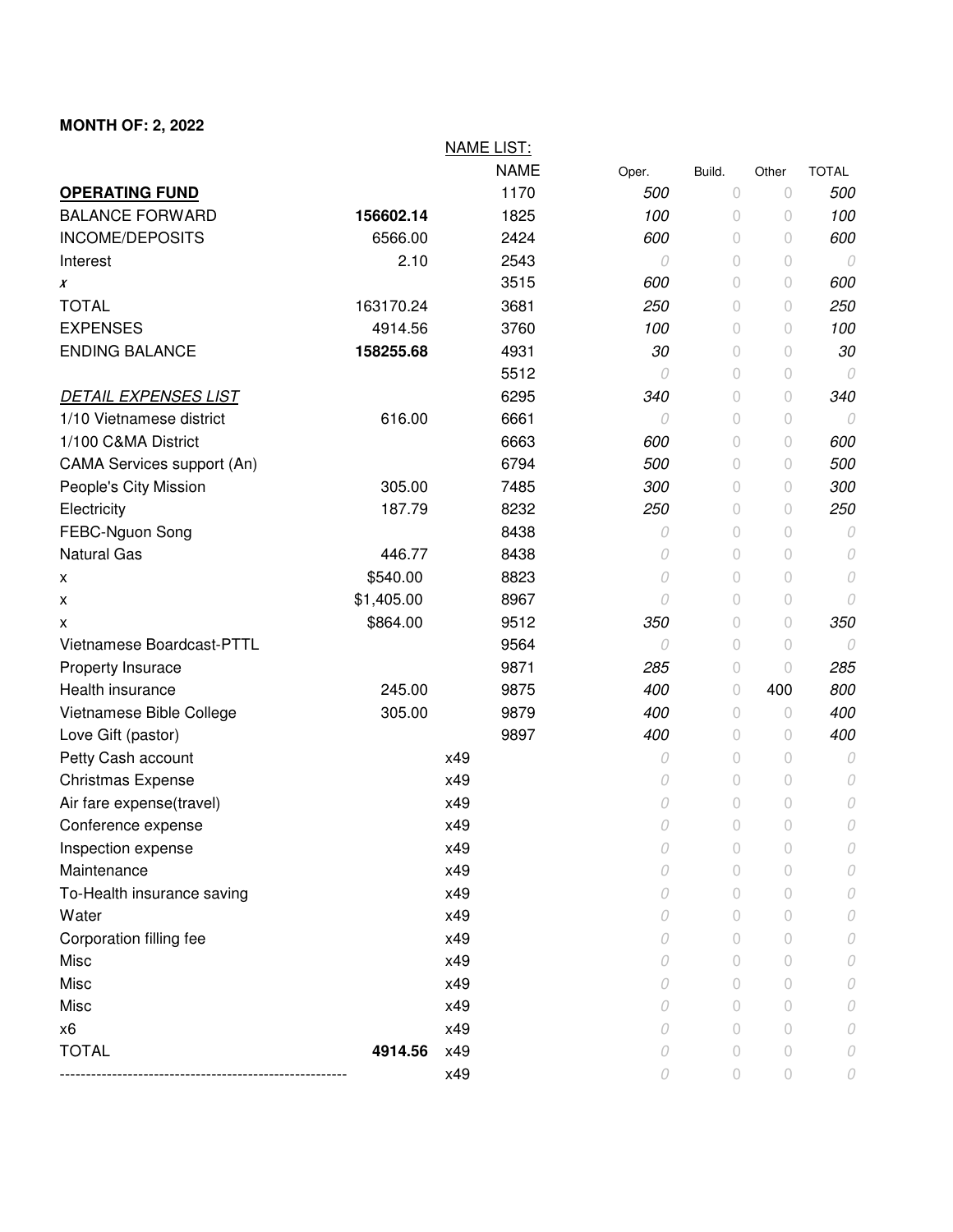**MONTH OF: 2, 2022**

| | | | NAME LIST: | | | | |
|---|---|---|---|---|---|---|---|
| | | | NAME | Oper. | Build. | Other | TOTAL |
| **OPERATING FUND** | | | 1170 | *500* | 0 | 0 | *500* |
| BALANCE FORWARD | **156602.14** | | 1825 | *100* | 0 | 0 | *100* |
| INCOME/DEPOSITS | 6566.00 | | 2424 | *600* | 0 | 0 | *600* |
| Interest | 2.10 | | 2543 | *0* | 0 | 0 | *0* |
| *x* | | | 3515 | *600* | 0 | 0 | *600* |
| TOTAL | 163170.24 | | 3681 | *250* | 0 | 0 | *250* |
| EXPENSES | 4914.56 | | 3760 | *100* | 0 | 0 | *100* |
| ENDING BALANCE | **158255.68** | | 4931 | *30* | 0 | 0 | *30* |
| | | | 5512 | *0* | 0 | 0 | *0* |
| ***DETAIL EXPENSES LIST*** | | | 6295 | *340* | 0 | 0 | *340* |
| 1/10 Vietnamese district | 616.00 | | 6661 | *0* | 0 | 0 | *0* |
| 1/100 C&MA District | | | 6663 | *600* | 0 | 0 | *600* |
| CAMA Services support (An) | | | 6794 | *500* | 0 | 0 | *500* |
| People's City Mission | 305.00 | | 7485 | *300* | 0 | 0 | *300* |
| Electricity | 187.79 | | 8232 | *250* | 0 | 0 | *250* |
| FEBC-Nguon Song | | | 8438 | *0* | 0 | 0 | *0* |
| Natural Gas | 446.77 | | 8438 | *0* | 0 | 0 | *0* |
| x | $540.00 | | 8823 | *0* | 0 | 0 | *0* |
| x | $1,405.00 | | 8967 | *0* | 0 | 0 | *0* |
| x | $864.00 | | 9512 | *350* | 0 | 0 | *350* |
| Vietnamese Boardcast-PTTL | | | 9564 | *0* | 0 | 0 | *0* |
| Property Insurace | | | 9871 | *285* | 0 | 0 | *285* |
| Health insurance | 245.00 | | 9875 | *400* | 0 | 400 | *800* |
| Vietnamese Bible College | 305.00 | | 9879 | *400* | 0 | 0 | *400* |
| Love Gift (pastor) | | | 9897 | *400* | 0 | 0 | *400* |
| Petty Cash account | | x49 | | *0* | 0 | 0 | *0* |
| Christmas Expense | | x49 | | *0* | 0 | 0 | *0* |
| Air fare expense(travel) | | x49 | | *0* | 0 | 0 | *0* |
| Conference expense | | x49 | | *0* | 0 | 0 | *0* |
| Inspection expense | | x49 | | *0* | 0 | 0 | *0* |
| Maintenance | | x49 | | *0* | 0 | 0 | *0* |
| To-Health insurance saving | | x49 | | *0* | 0 | 0 | *0* |
| Water | | x49 | | *0* | 0 | 0 | *0* |
| Corporation filling fee | | x49 | | *0* | 0 | 0 | *0* |
| Misc | | x49 | | *0* | 0 | 0 | *0* |
| Misc | | x49 | | *0* | 0 | 0 | *0* |
| Misc | | x49 | | *0* | 0 | 0 | *0* |
| x6 | | x49 | | *0* | 0 | 0 | *0* |
| TOTAL | **4914.56** | x49 | | *0* | 0 | 0 | *0* |
| ------------------------------------------------------- | | x49 | | *0* | 0 | 0 | *0* |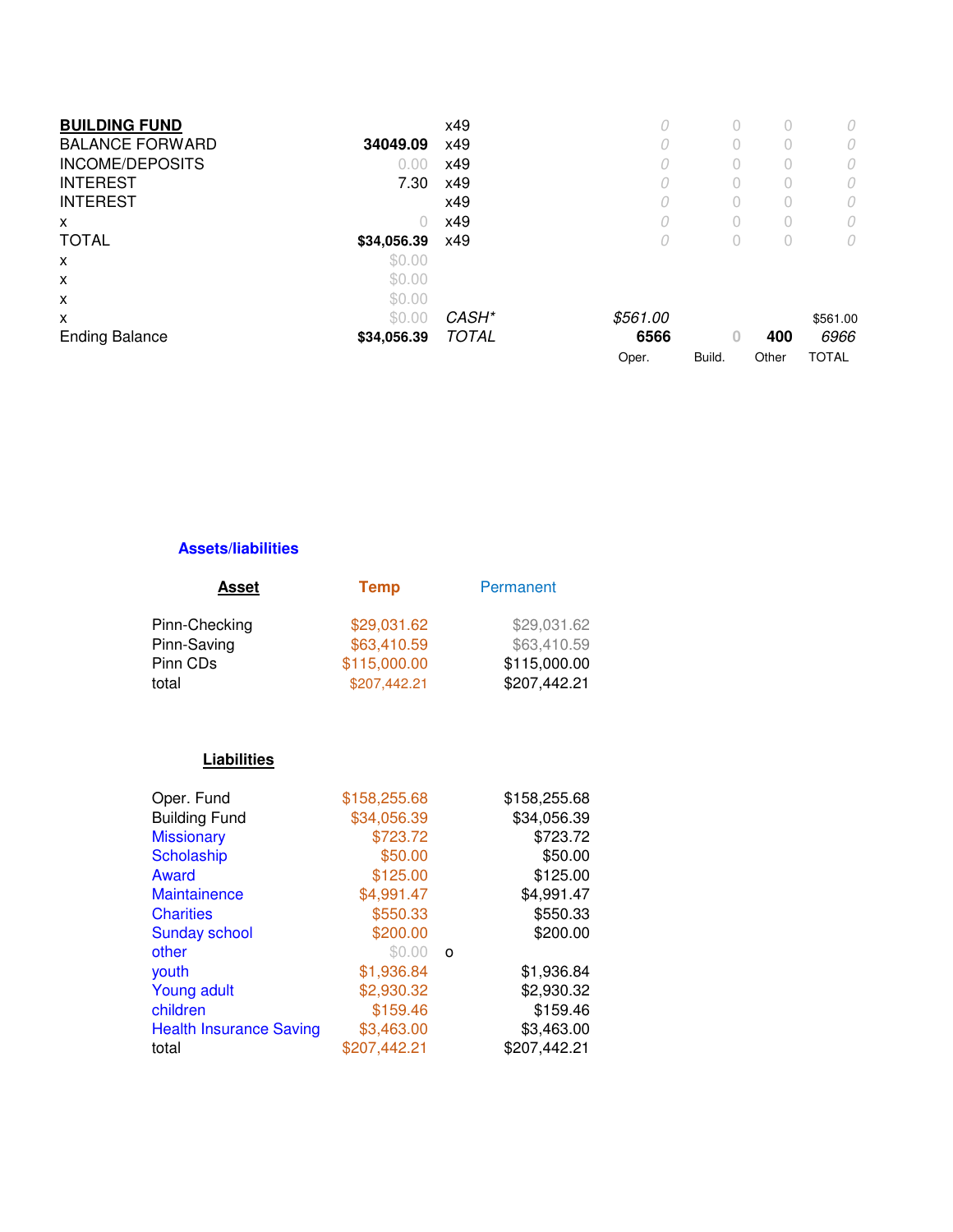| | | | | | | |
|---|---|---|---|---|---|---|
| **BUILDING FUND** | | x49 | *0* | 0 | 0 | *0* |
| BALANCE FORWARD | **34049.09** | x49 | *0* | 0 | 0 | *0* |
| INCOME/DEPOSITS | 0.00 | x49 | *0* | 0 | 0 | *0* |
| INTEREST | 7.30 | x49 | *0* | 0 | 0 | *0* |
| INTEREST | | x49 | *0* | 0 | 0 | *0* |
| x | 0 | x49 | *0* | 0 | 0 | *0* |
| TOTAL | **$34,056.39** | x49 | *0* | 0 | 0 | *0* |
| x | $0.00 | | | | | |
| x | $0.00 | | | | | |
| x | $0.00 | | | | | |
| x | $0.00 | *CASH** | *$561.00* | | | $561.00 |
| Ending Balance | **$34,056.39** | *TOTAL* | **6566** | **0** | **400** | *6966* |
| | | | Oper. | Build. | Other | TOTAL |

**Assets/liabilities**

| **Asset** | **Temp** | Permanent |
|---|---|---|
| Pinn-Checking | $29,031.62 | $29,031.62 |
| Pinn-Saving | $63,410.59 | $63,410.59 |
| Pinn CDs | $115,000.00 | $115,000.00 |
| total | $207,442.21 | $207,442.21 |

**Liabilities**

| | | | |
|---|---|---|---|
| Oper. Fund | $158,255.68 | | $158,255.68 |
| Building Fund | $34,056.39 | | $34,056.39 |
| Missionary | $723.72 | | $723.72 |
| Scholaship | $50.00 | | $50.00 |
| Award | $125.00 | | $125.00 |
| Maintainence | $4,991.47 | | $4,991.47 |
| Charities | $550.33 | | $550.33 |
| Sunday school | $200.00 | | $200.00 |
| other | $0.00 | o | |
| youth | $1,936.84 | | $1,936.84 |
| Young adult | $2,930.32 | | $2,930.32 |
| children | $159.46 | | $159.46 |
| Health Insurance Saving | $3,463.00 | | $3,463.00 |
| total | $207,442.21 | | $207,442.21 |